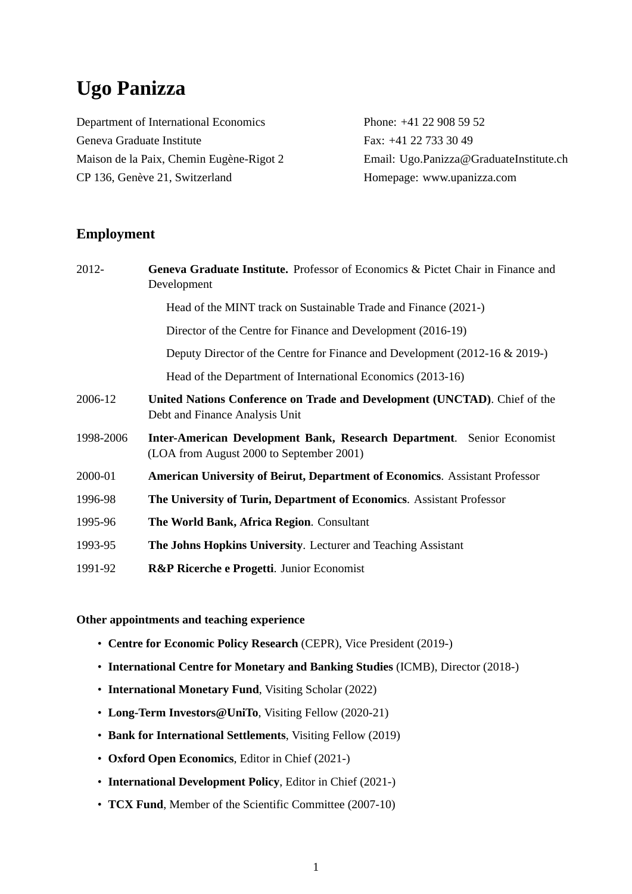# Ugo Panizza

Department of International Economics
Geneva Graduate Institute
Maison de la Paix, Chemin Eugène-Rigot 2
CP 136, Genève 21, Switzerland

Phone: +41 22 908 59 52
Fax: +41 22 733 30 49
Email: Ugo.Panizza@GraduateInstitute.ch
Homepage: www.upanizza.com

## Employment

2012- **Geneva Graduate Institute.** Professor of Economics & Pictet Chair in Finance and Development

Head of the MINT track on Sustainable Trade and Finance (2021-)

Director of the Centre for Finance and Development (2016-19)

Deputy Director of the Centre for Finance and Development (2012-16 & 2019-)

Head of the Department of International Economics (2013-16)

2006-12 **United Nations Conference on Trade and Development (UNCTAD)**. Chief of the Debt and Finance Analysis Unit

1998-2006 **Inter-American Development Bank, Research Department**. Senior Economist (LOA from August 2000 to September 2001)

2000-01 **American University of Beirut, Department of Economics**. Assistant Professor

1996-98 **The University of Turin, Department of Economics**. Assistant Professor

1995-96 **The World Bank, Africa Region**. Consultant

1993-95 **The Johns Hopkins University**. Lecturer and Teaching Assistant

1991-92 **R&P Ricerche e Progetti**. Junior Economist

### Other appointments and teaching experience

- **Centre for Economic Policy Research** (CEPR), Vice President (2019-)
- **International Centre for Monetary and Banking Studies** (ICMB), Director (2018-)
- **International Monetary Fund**, Visiting Scholar (2022)
- **Long-Term Investors@UniTo**, Visiting Fellow (2020-21)
- **Bank for International Settlements**, Visiting Fellow (2019)
- **Oxford Open Economics**, Editor in Chief (2021-)
- **International Development Policy**, Editor in Chief (2021-)
- **TCX Fund**, Member of the Scientific Committee (2007-10)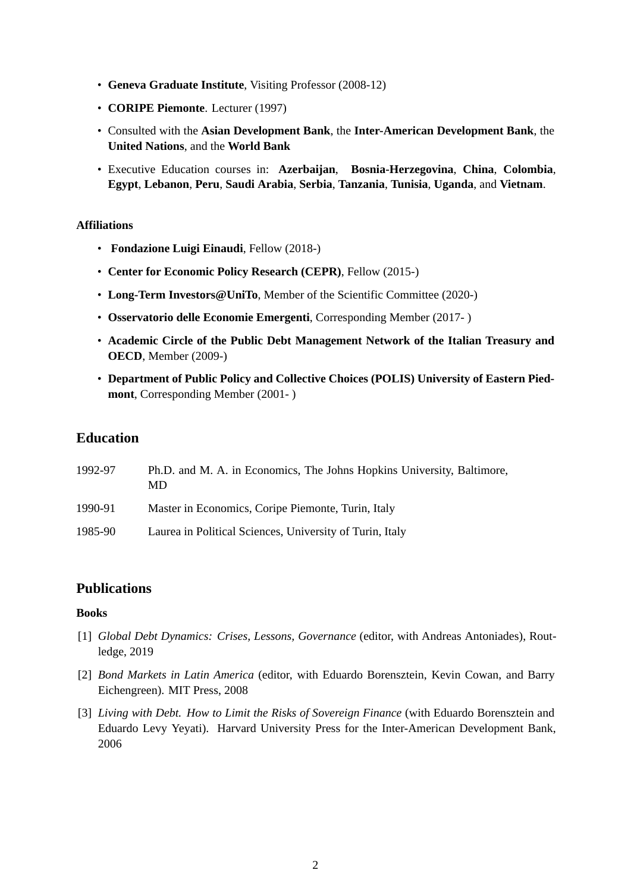- **Geneva Graduate Institute**, Visiting Professor (2008-12)
- **CORIPE Piemonte**. Lecturer (1997)
- Consulted with the **Asian Development Bank**, the **Inter-American Development Bank**, the **United Nations**, and the **World Bank**
- Executive Education courses in: **Azerbaijan**, **Bosnia-Herzegovina**, **China**, **Colombia**, **Egypt**, **Lebanon**, **Peru**, **Saudi Arabia**, **Serbia**, **Tanzania**, **Tunisia**, **Uganda**, and **Vietnam**.

**Affiliations**

- **Fondazione Luigi Einaudi**, Fellow (2018-)
- **Center for Economic Policy Research (CEPR)**, Fellow (2015-)
- **Long-Term Investors@UniTo**, Member of the Scientific Committee (2020-)
- **Osservatorio delle Economie Emergenti**, Corresponding Member (2017- )
- **Academic Circle of the Public Debt Management Network of the Italian Treasury and OECD**, Member (2009-)
- **Department of Public Policy and Collective Choices (POLIS) University of Eastern Piedmont**, Corresponding Member (2001- )

## Education

| | |
|---|---|
| 1992-97 | Ph.D. and M. A. in Economics, The Johns Hopkins University, Baltimore, MD |
| 1990-91 | Master in Economics, Coripe Piemonte, Turin, Italy |
| 1985-90 | Laurea in Political Sciences, University of Turin, Italy |

## Publications

**Books**

[1] *Global Debt Dynamics: Crises, Lessons, Governance* (editor, with Andreas Antoniades), Routledge, 2019

[2] *Bond Markets in Latin America* (editor, with Eduardo Borensztein, Kevin Cowan, and Barry Eichengreen). MIT Press, 2008

[3] *Living with Debt. How to Limit the Risks of Sovereign Finance* (with Eduardo Borensztein and Eduardo Levy Yeyati). Harvard University Press for the Inter-American Development Bank, 2006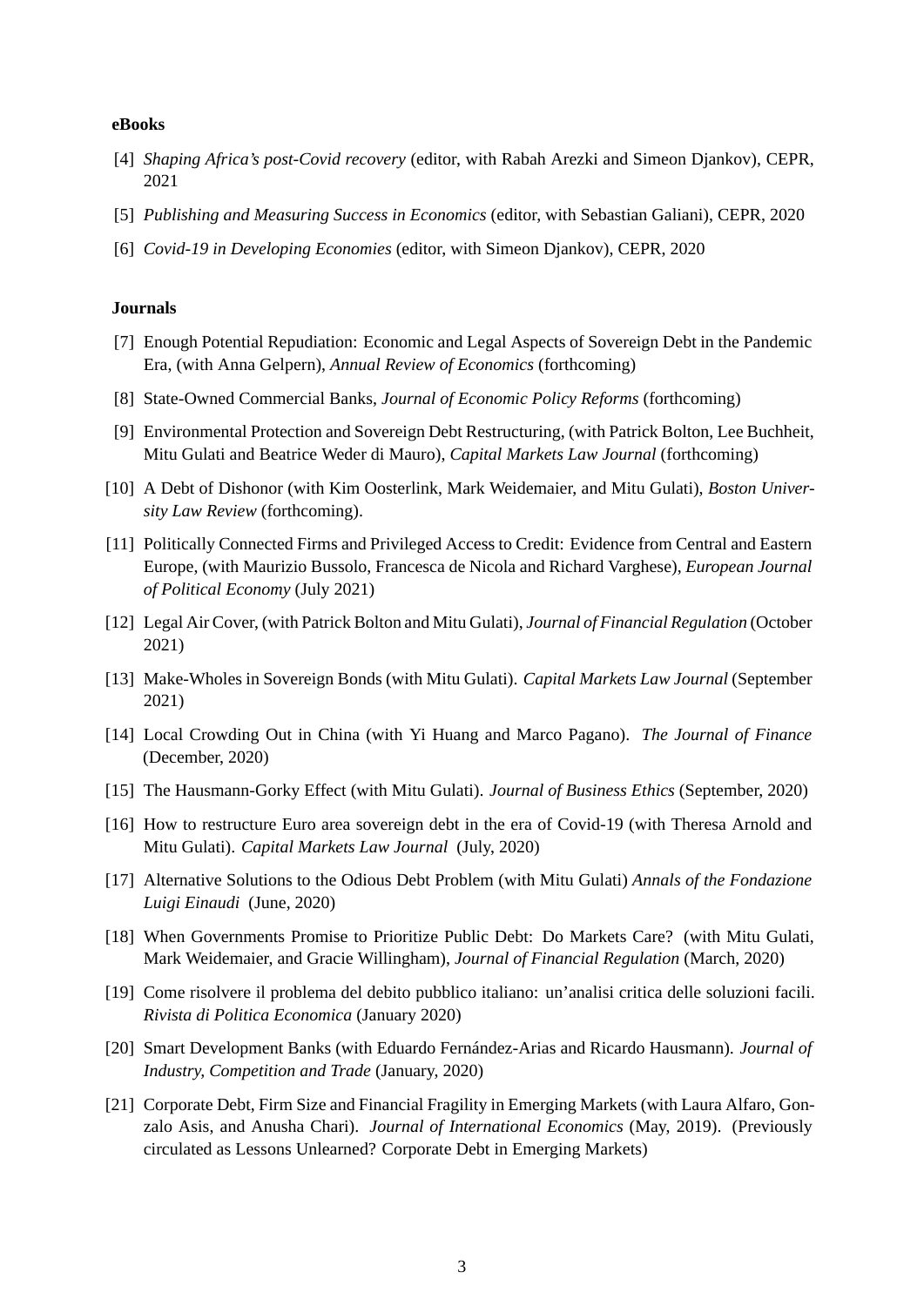**eBooks**

[4] *Shaping Africa's post-Covid recovery* (editor, with Rabah Arezki and Simeon Djankov), CEPR, 2021

[5] *Publishing and Measuring Success in Economics* (editor, with Sebastian Galiani), CEPR, 2020

[6] *Covid-19 in Developing Economies* (editor, with Simeon Djankov), CEPR, 2020

**Journals**

[7] Enough Potential Repudiation: Economic and Legal Aspects of Sovereign Debt in the Pandemic Era, (with Anna Gelpern), *Annual Review of Economics* (forthcoming)

[8] State-Owned Commercial Banks, *Journal of Economic Policy Reforms* (forthcoming)

[9] Environmental Protection and Sovereign Debt Restructuring, (with Patrick Bolton, Lee Buchheit, Mitu Gulati and Beatrice Weder di Mauro), *Capital Markets Law Journal* (forthcoming)

[10] A Debt of Dishonor (with Kim Oosterlink, Mark Weidemaier, and Mitu Gulati), *Boston University Law Review* (forthcoming).

[11] Politically Connected Firms and Privileged Access to Credit: Evidence from Central and Eastern Europe, (with Maurizio Bussolo, Francesca de Nicola and Richard Varghese), *European Journal of Political Economy* (July 2021)

[12] Legal Air Cover, (with Patrick Bolton and Mitu Gulati), *Journal of Financial Regulation* (October 2021)

[13] Make-Wholes in Sovereign Bonds (with Mitu Gulati). *Capital Markets Law Journal* (September 2021)

[14] Local Crowding Out in China (with Yi Huang and Marco Pagano). *The Journal of Finance* (December, 2020)

[15] The Hausmann-Gorky Effect (with Mitu Gulati). *Journal of Business Ethics* (September, 2020)

[16] How to restructure Euro area sovereign debt in the era of Covid-19 (with Theresa Arnold and Mitu Gulati). *Capital Markets Law Journal* (July, 2020)

[17] Alternative Solutions to the Odious Debt Problem (with Mitu Gulati) *Annals of the Fondazione Luigi Einaudi* (June, 2020)

[18] When Governments Promise to Prioritize Public Debt: Do Markets Care? (with Mitu Gulati, Mark Weidemaier, and Gracie Willingham), *Journal of Financial Regulation* (March, 2020)

[19] Come risolvere il problema del debito pubblico italiano: un'analisi critica delle soluzioni facili. *Rivista di Politica Economica* (January 2020)

[20] Smart Development Banks (with Eduardo Fernández-Arias and Ricardo Hausmann). *Journal of Industry, Competition and Trade* (January, 2020)

[21] Corporate Debt, Firm Size and Financial Fragility in Emerging Markets (with Laura Alfaro, Gonzalo Asis, and Anusha Chari). *Journal of International Economics* (May, 2019). (Previously circulated as Lessons Unlearned? Corporate Debt in Emerging Markets)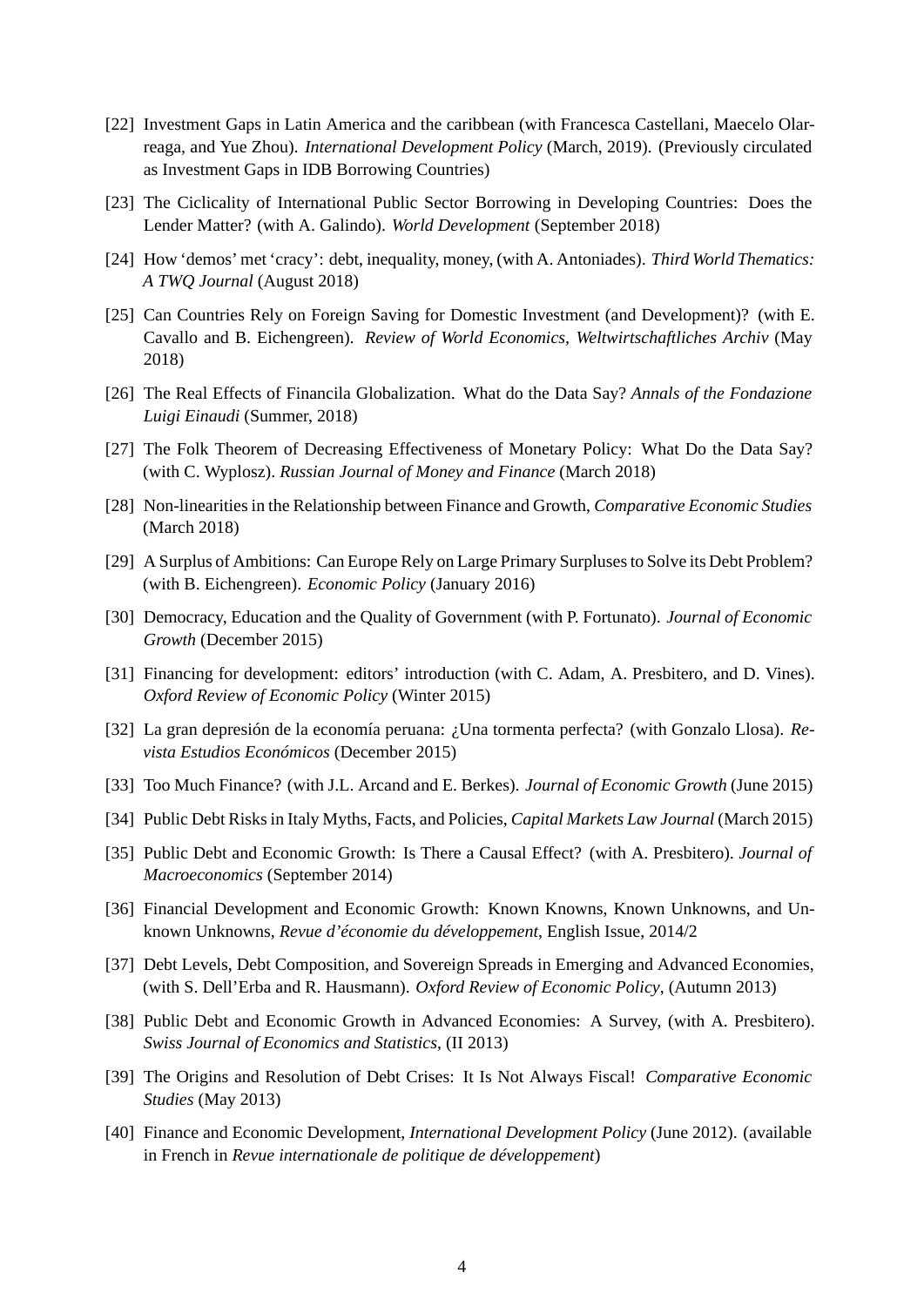[22] Investment Gaps in Latin America and the caribbean (with Francesca Castellani, Maecelo Olarreaga, and Yue Zhou). *International Development Policy* (March, 2019). (Previously circulated as Investment Gaps in IDB Borrowing Countries)

[23] The Ciclicality of International Public Sector Borrowing in Developing Countries: Does the Lender Matter? (with A. Galindo). *World Development* (September 2018)

[24] How 'demos' met 'cracy': debt, inequality, money, (with A. Antoniades). *Third World Thematics: A TWQ Journal* (August 2018)

[25] Can Countries Rely on Foreign Saving for Domestic Investment (and Development)? (with E. Cavallo and B. Eichengreen). *Review of World Economics, Weltwirtschaftliches Archiv* (May 2018)

[26] The Real Effects of Financila Globalization. What do the Data Say? *Annals of the Fondazione Luigi Einaudi* (Summer, 2018)

[27] The Folk Theorem of Decreasing Effectiveness of Monetary Policy: What Do the Data Say? (with C. Wyplosz). *Russian Journal of Money and Finance* (March 2018)

[28] Non-linearities in the Relationship between Finance and Growth, *Comparative Economic Studies* (March 2018)

[29] A Surplus of Ambitions: Can Europe Rely on Large Primary Surpluses to Solve its Debt Problem? (with B. Eichengreen). *Economic Policy* (January 2016)

[30] Democracy, Education and the Quality of Government (with P. Fortunato). *Journal of Economic Growth* (December 2015)

[31] Financing for development: editors' introduction (with C. Adam, A. Presbitero, and D. Vines). *Oxford Review of Economic Policy* (Winter 2015)

[32] La gran depresión de la economía peruana: ¿Una tormenta perfecta? (with Gonzalo Llosa). *Revista Estudios Económicos* (December 2015)

[33] Too Much Finance? (with J.L. Arcand and E. Berkes). *Journal of Economic Growth* (June 2015)

[34] Public Debt Risks in Italy Myths, Facts, and Policies, *Capital Markets Law Journal* (March 2015)

[35] Public Debt and Economic Growth: Is There a Causal Effect? (with A. Presbitero). *Journal of Macroeconomics* (September 2014)

[36] Financial Development and Economic Growth: Known Knowns, Known Unknowns, and Unknown Unknowns, *Revue d'économie du développement*, English Issue, 2014/2

[37] Debt Levels, Debt Composition, and Sovereign Spreads in Emerging and Advanced Economies, (with S. Dell'Erba and R. Hausmann). *Oxford Review of Economic Policy*, (Autumn 2013)

[38] Public Debt and Economic Growth in Advanced Economies: A Survey, (with A. Presbitero). *Swiss Journal of Economics and Statistics*, (II 2013)

[39] The Origins and Resolution of Debt Crises: It Is Not Always Fiscal! *Comparative Economic Studies* (May 2013)

[40] Finance and Economic Development, *International Development Policy* (June 2012). (available in French in *Revue internationale de politique de développement*)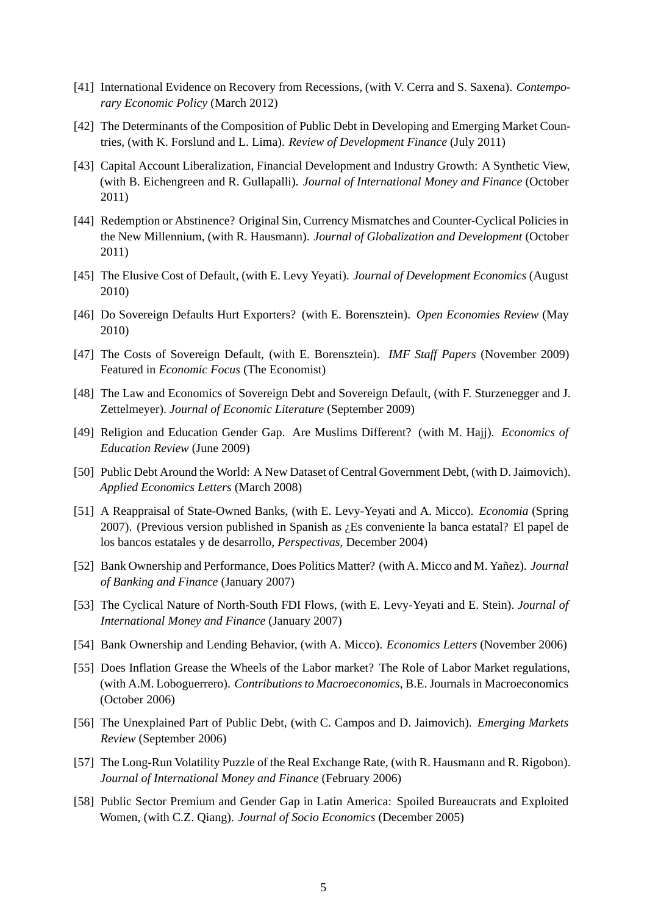[41] International Evidence on Recovery from Recessions, (with V. Cerra and S. Saxena). *Contemporary Economic Policy* (March 2012)

[42] The Determinants of the Composition of Public Debt in Developing and Emerging Market Countries, (with K. Forslund and L. Lima). *Review of Development Finance* (July 2011)

[43] Capital Account Liberalization, Financial Development and Industry Growth: A Synthetic View, (with B. Eichengreen and R. Gullapalli). *Journal of International Money and Finance* (October 2011)

[44] Redemption or Abstinence? Original Sin, Currency Mismatches and Counter-Cyclical Policies in the New Millennium, (with R. Hausmann). *Journal of Globalization and Development* (October 2011)

[45] The Elusive Cost of Default, (with E. Levy Yeyati). *Journal of Development Economics* (August 2010)

[46] Do Sovereign Defaults Hurt Exporters? (with E. Borensztein). *Open Economies Review* (May 2010)

[47] The Costs of Sovereign Default, (with E. Borensztein). *IMF Staff Papers* (November 2009) Featured in *Economic Focus* (The Economist)

[48] The Law and Economics of Sovereign Debt and Sovereign Default, (with F. Sturzenegger and J. Zettelmeyer). *Journal of Economic Literature* (September 2009)

[49] Religion and Education Gender Gap. Are Muslims Different? (with M. Hajj). *Economics of Education Review* (June 2009)

[50] Public Debt Around the World: A New Dataset of Central Government Debt, (with D. Jaimovich). *Applied Economics Letters* (March 2008)

[51] A Reappraisal of State-Owned Banks, (with E. Levy-Yeyati and A. Micco). *Economia* (Spring 2007). (Previous version published in Spanish as ¿Es conveniente la banca estatal? El papel de los bancos estatales y de desarrollo, *Perspectivas*, December 2004)

[52] Bank Ownership and Performance, Does Politics Matter? (with A. Micco and M. Yañez). *Journal of Banking and Finance* (January 2007)

[53] The Cyclical Nature of North-South FDI Flows, (with E. Levy-Yeyati and E. Stein). *Journal of International Money and Finance* (January 2007)

[54] Bank Ownership and Lending Behavior, (with A. Micco). *Economics Letters* (November 2006)

[55] Does Inflation Grease the Wheels of the Labor market? The Role of Labor Market regulations, (with A.M. Loboguerrero). *Contributions to Macroeconomics*, B.E. Journals in Macroeconomics (October 2006)

[56] The Unexplained Part of Public Debt, (with C. Campos and D. Jaimovich). *Emerging Markets Review* (September 2006)

[57] The Long-Run Volatility Puzzle of the Real Exchange Rate, (with R. Hausmann and R. Rigobon). *Journal of International Money and Finance* (February 2006)

[58] Public Sector Premium and Gender Gap in Latin America: Spoiled Bureaucrats and Exploited Women, (with C.Z. Qiang). *Journal of Socio Economics* (December 2005)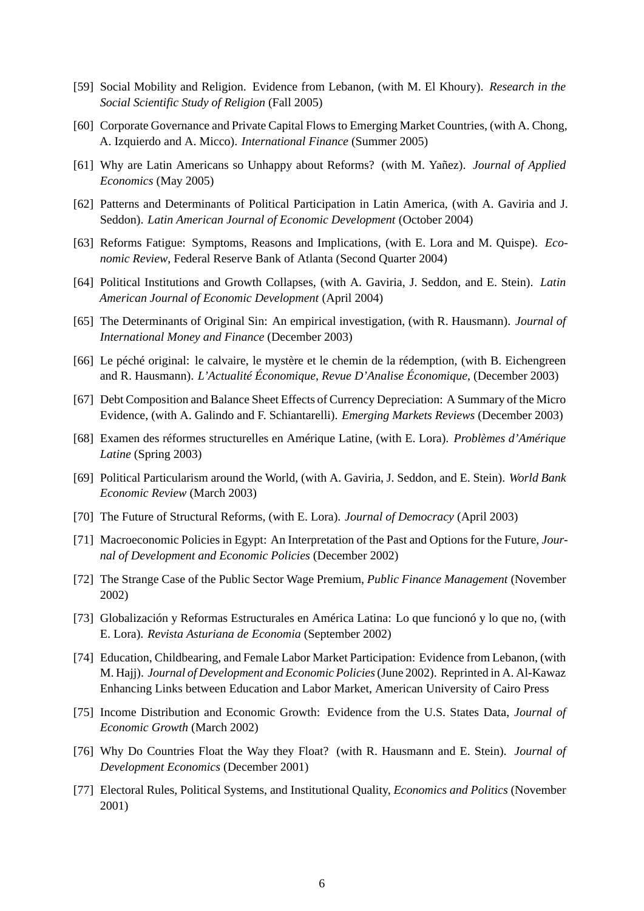[59] Social Mobility and Religion. Evidence from Lebanon, (with M. El Khoury). *Research in the Social Scientific Study of Religion* (Fall 2005)

[60] Corporate Governance and Private Capital Flows to Emerging Market Countries, (with A. Chong, A. Izquierdo and A. Micco). *International Finance* (Summer 2005)

[61] Why are Latin Americans so Unhappy about Reforms? (with M. Yañez). *Journal of Applied Economics* (May 2005)

[62] Patterns and Determinants of Political Participation in Latin America, (with A. Gaviria and J. Seddon). *Latin American Journal of Economic Development* (October 2004)

[63] Reforms Fatigue: Symptoms, Reasons and Implications, (with E. Lora and M. Quispe). *Economic Review*, Federal Reserve Bank of Atlanta (Second Quarter 2004)

[64] Political Institutions and Growth Collapses, (with A. Gaviria, J. Seddon, and E. Stein). *Latin American Journal of Economic Development* (April 2004)

[65] The Determinants of Original Sin: An empirical investigation, (with R. Hausmann). *Journal of International Money and Finance* (December 2003)

[66] Le péché original: le calvaire, le mystère et le chemin de la rédemption, (with B. Eichengreen and R. Hausmann). *L'Actualité Économique, Revue D'Analise Économique*, (December 2003)

[67] Debt Composition and Balance Sheet Effects of Currency Depreciation: A Summary of the Micro Evidence, (with A. Galindo and F. Schiantarelli). *Emerging Markets Reviews* (December 2003)

[68] Examen des réformes structurelles en Amérique Latine, (with E. Lora). *Problèmes d'Amérique Latine* (Spring 2003)

[69] Political Particularism around the World, (with A. Gaviria, J. Seddon, and E. Stein). *World Bank Economic Review* (March 2003)

[70] The Future of Structural Reforms, (with E. Lora). *Journal of Democracy* (April 2003)

[71] Macroeconomic Policies in Egypt: An Interpretation of the Past and Options for the Future, *Journal of Development and Economic Policies* (December 2002)

[72] The Strange Case of the Public Sector Wage Premium, *Public Finance Management* (November 2002)

[73] Globalización y Reformas Estructurales en América Latina: Lo que funcionó y lo que no, (with E. Lora). *Revista Asturiana de Economia* (September 2002)

[74] Education, Childbearing, and Female Labor Market Participation: Evidence from Lebanon, (with M. Hajj). *Journal of Development and Economic Policies* (June 2002). Reprinted in A. Al-Kawaz Enhancing Links between Education and Labor Market, American University of Cairo Press

[75] Income Distribution and Economic Growth: Evidence from the U.S. States Data, *Journal of Economic Growth* (March 2002)

[76] Why Do Countries Float the Way they Float? (with R. Hausmann and E. Stein). *Journal of Development Economics* (December 2001)

[77] Electoral Rules, Political Systems, and Institutional Quality, *Economics and Politics* (November 2001)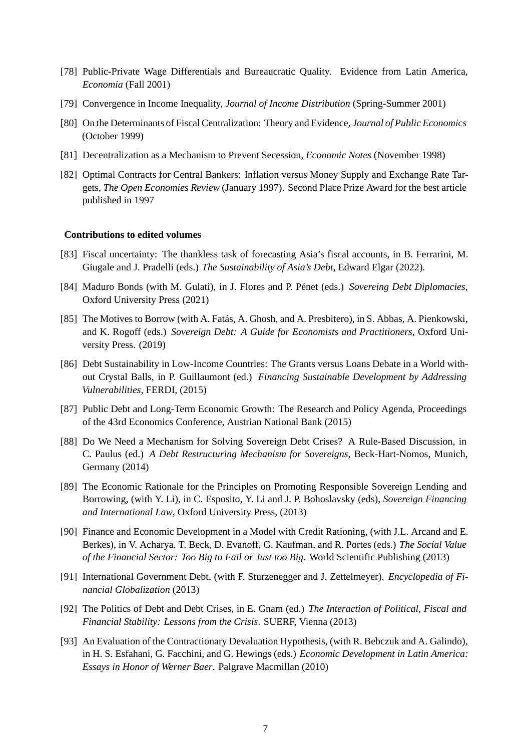[78] Public-Private Wage Differentials and Bureaucratic Quality. Evidence from Latin America, *Economia* (Fall 2001)

[79] Convergence in Income Inequality, *Journal of Income Distribution* (Spring-Summer 2001)

[80] On the Determinants of Fiscal Centralization: Theory and Evidence, *Journal of Public Economics* (October 1999)

[81] Decentralization as a Mechanism to Prevent Secession, *Economic Notes* (November 1998)

[82] Optimal Contracts for Central Bankers: Inflation versus Money Supply and Exchange Rate Targets, *The Open Economies Review* (January 1997). Second Place Prize Award for the best article published in 1997

**Contributions to edited volumes**

[83] Fiscal uncertainty: The thankless task of forecasting Asia's fiscal accounts, in B. Ferrarini, M. Giugale and J. Pradelli (eds.) *The Sustainability of Asia's Debt*, Edward Elgar (2022).

[84] Maduro Bonds (with M. Gulati), in J. Flores and P. Pénet (eds.) *Sovereing Debt Diplomacies*, Oxford University Press (2021)

[85] The Motives to Borrow (with A. Fatás, A. Ghosh, and A. Presbitero), in S. Abbas, A. Pienkowski, and K. Rogoff (eds.) *Sovereign Debt: A Guide for Economists and Practitioners*, Oxford University Press. (2019)

[86] Debt Sustainability in Low-Income Countries: The Grants versus Loans Debate in a World without Crystal Balls, in P. Guillaumont (ed.) *Financing Sustainable Development by Addressing Vulnerabilities*, FERDI, (2015)

[87] Public Debt and Long-Term Economic Growth: The Research and Policy Agenda, Proceedings of the 43rd Economics Conference, Austrian National Bank (2015)

[88] Do We Need a Mechanism for Solving Sovereign Debt Crises? A Rule-Based Discussion, in C. Paulus (ed.) *A Debt Restructuring Mechanism for Sovereigns*, Beck-Hart-Nomos, Munich, Germany (2014)

[89] The Economic Rationale for the Principles on Promoting Responsible Sovereign Lending and Borrowing, (with Y. Li), in C. Esposito, Y. Li and J. P. Bohoslavsky (eds), *Sovereign Financing and International Law*, Oxford University Press, (2013)

[90] Finance and Economic Development in a Model with Credit Rationing, (with J.L. Arcand and E. Berkes), in V. Acharya, T. Beck, D. Evanoff, G. Kaufman, and R. Portes (eds.) *The Social Value of the Financial Sector: Too Big to Fail or Just too Big*. World Scientific Publishing (2013)

[91] International Government Debt, (with F. Sturzenegger and J. Zettelmeyer). *Encyclopedia of Financial Globalization* (2013)

[92] The Politics of Debt and Debt Crises, in E. Gnam (ed.) *The Interaction of Political, Fiscal and Financial Stability: Lessons from the Crisis*. SUERF, Vienna (2013)

[93] An Evaluation of the Contractionary Devaluation Hypothesis, (with R. Bebczuk and A. Galindo), in H. S. Esfahani, G. Facchini, and G. Hewings (eds.) *Economic Development in Latin America: Essays in Honor of Werner Baer*. Palgrave Macmillan (2010)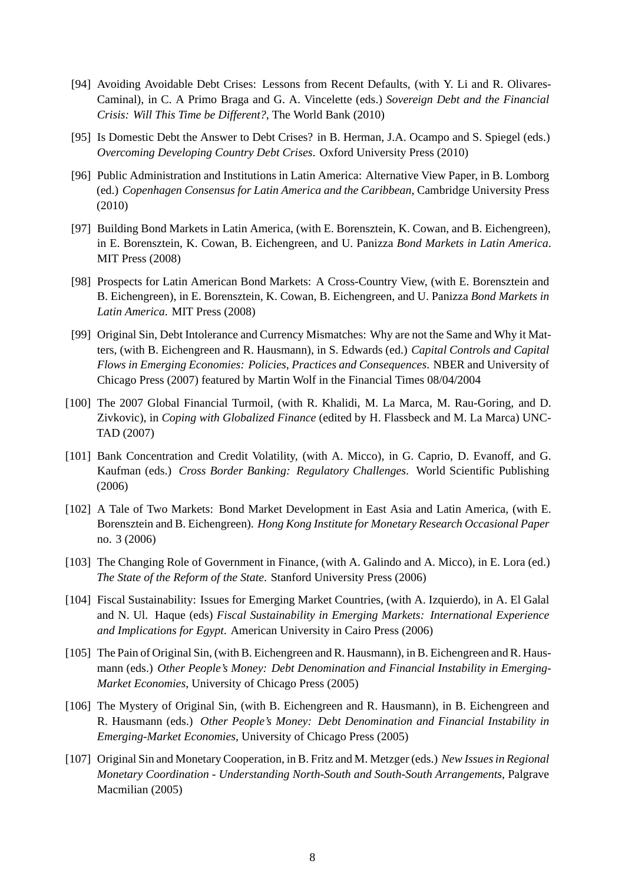[94] Avoiding Avoidable Debt Crises: Lessons from Recent Defaults, (with Y. Li and R. Olivares-Caminal), in C. A Primo Braga and G. A. Vincelette (eds.) *Sovereign Debt and the Financial Crisis: Will This Time be Different?*, The World Bank (2010)

[95] Is Domestic Debt the Answer to Debt Crises? in B. Herman, J.A. Ocampo and S. Spiegel (eds.) *Overcoming Developing Country Debt Crises*. Oxford University Press (2010)

[96] Public Administration and Institutions in Latin America: Alternative View Paper, in B. Lomborg (ed.) *Copenhagen Consensus for Latin America and the Caribbean*, Cambridge University Press (2010)

[97] Building Bond Markets in Latin America, (with E. Borensztein, K. Cowan, and B. Eichengreen), in E. Borensztein, K. Cowan, B. Eichengreen, and U. Panizza *Bond Markets in Latin America*. MIT Press (2008)

[98] Prospects for Latin American Bond Markets: A Cross-Country View, (with E. Borensztein and B. Eichengreen), in E. Borensztein, K. Cowan, B. Eichengreen, and U. Panizza *Bond Markets in Latin America*. MIT Press (2008)

[99] Original Sin, Debt Intolerance and Currency Mismatches: Why are not the Same and Why it Matters, (with B. Eichengreen and R. Hausmann), in S. Edwards (ed.) *Capital Controls and Capital Flows in Emerging Economies: Policies, Practices and Consequences*. NBER and University of Chicago Press (2007) featured by Martin Wolf in the Financial Times 08/04/2004

[100] The 2007 Global Financial Turmoil, (with R. Khalidi, M. La Marca, M. Rau-Goring, and D. Zivkovic), in *Coping with Globalized Finance* (edited by H. Flassbeck and M. La Marca) UNCTAD (2007)

[101] Bank Concentration and Credit Volatility, (with A. Micco), in G. Caprio, D. Evanoff, and G. Kaufman (eds.) *Cross Border Banking: Regulatory Challenges*. World Scientific Publishing (2006)

[102] A Tale of Two Markets: Bond Market Development in East Asia and Latin America, (with E. Borensztein and B. Eichengreen). *Hong Kong Institute for Monetary Research Occasional Paper* no. 3 (2006)

[103] The Changing Role of Government in Finance, (with A. Galindo and A. Micco), in E. Lora (ed.) *The State of the Reform of the State*. Stanford University Press (2006)

[104] Fiscal Sustainability: Issues for Emerging Market Countries, (with A. Izquierdo), in A. El Galal and N. Ul. Haque (eds) *Fiscal Sustainability in Emerging Markets: International Experience and Implications for Egypt*. American University in Cairo Press (2006)

[105] The Pain of Original Sin, (with B. Eichengreen and R. Hausmann), in B. Eichengreen and R. Hausmann (eds.) *Other People's Money: Debt Denomination and Financial Instability in Emerging-Market Economies*, University of Chicago Press (2005)

[106] The Mystery of Original Sin, (with B. Eichengreen and R. Hausmann), in B. Eichengreen and R. Hausmann (eds.) *Other People's Money: Debt Denomination and Financial Instability in Emerging-Market Economies*, University of Chicago Press (2005)

[107] Original Sin and Monetary Cooperation, in B. Fritz and M. Metzger (eds.) *New Issues in Regional Monetary Coordination - Understanding North-South and South-South Arrangements*, Palgrave Macmilian (2005)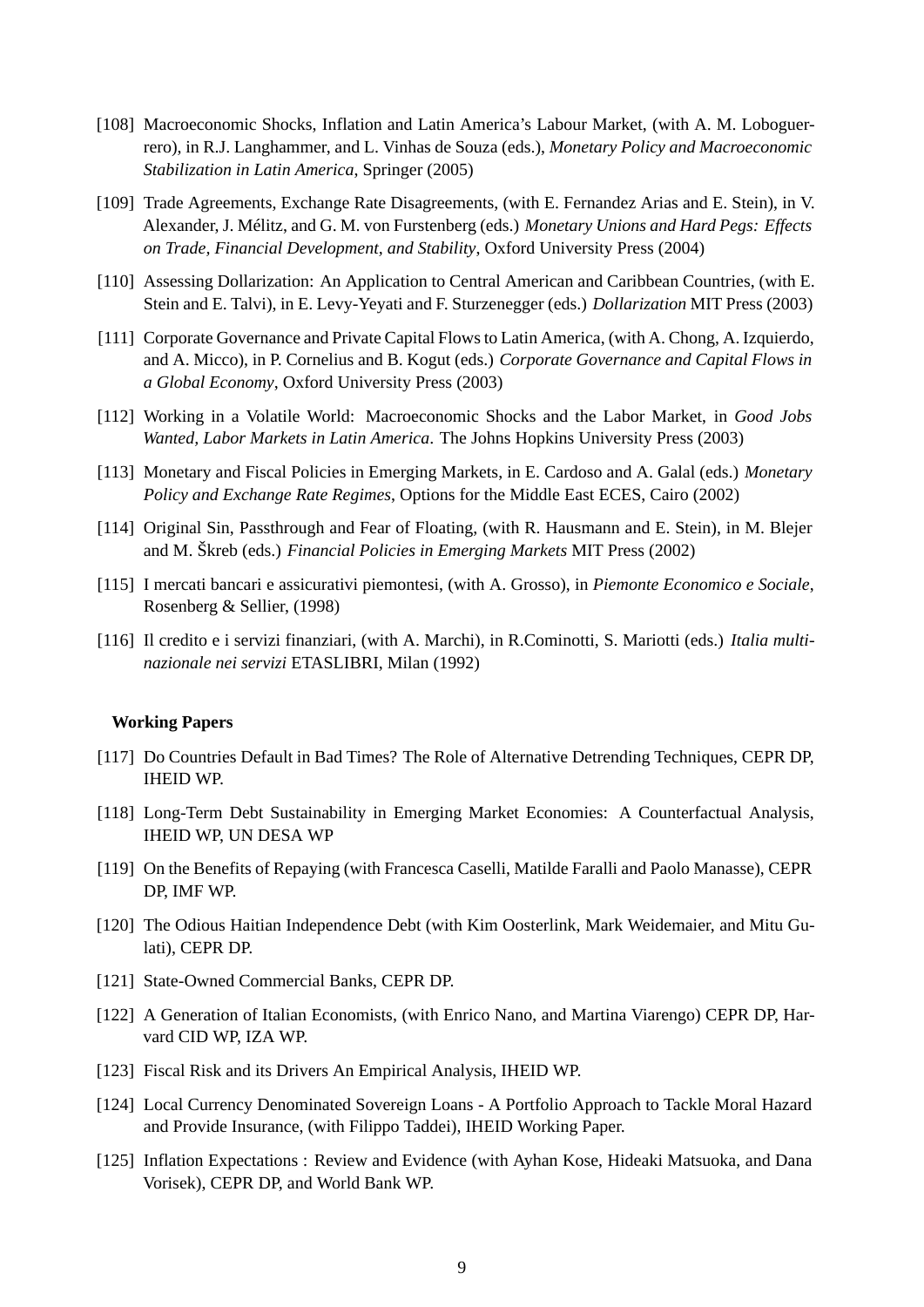[108] Macroeconomic Shocks, Inflation and Latin America's Labour Market, (with A. M. Loboguerrero), in R.J. Langhammer, and L. Vinhas de Souza (eds.), *Monetary Policy and Macroeconomic Stabilization in Latin America*, Springer (2005)

[109] Trade Agreements, Exchange Rate Disagreements, (with E. Fernandez Arias and E. Stein), in V. Alexander, J. Mélitz, and G. M. von Furstenberg (eds.) *Monetary Unions and Hard Pegs: Effects on Trade, Financial Development, and Stability*, Oxford University Press (2004)

[110] Assessing Dollarization: An Application to Central American and Caribbean Countries, (with E. Stein and E. Talvi), in E. Levy-Yeyati and F. Sturzenegger (eds.) *Dollarization* MIT Press (2003)

[111] Corporate Governance and Private Capital Flows to Latin America, (with A. Chong, A. Izquierdo, and A. Micco), in P. Cornelius and B. Kogut (eds.) *Corporate Governance and Capital Flows in a Global Economy*, Oxford University Press (2003)

[112] Working in a Volatile World: Macroeconomic Shocks and the Labor Market, in *Good Jobs Wanted, Labor Markets in Latin America*. The Johns Hopkins University Press (2003)

[113] Monetary and Fiscal Policies in Emerging Markets, in E. Cardoso and A. Galal (eds.) *Monetary Policy and Exchange Rate Regimes*, Options for the Middle East ECES, Cairo (2002)

[114] Original Sin, Passthrough and Fear of Floating, (with R. Hausmann and E. Stein), in M. Blejer and M. Škreb (eds.) *Financial Policies in Emerging Markets* MIT Press (2002)

[115] I mercati bancari e assicurativi piemontesi, (with A. Grosso), in *Piemonte Economico e Sociale*, Rosenberg & Sellier, (1998)

[116] Il credito e i servizi finanziari, (with A. Marchi), in R.Cominotti, S. Mariotti (eds.) *Italia multinazionale nei servizi* ETASLIBRI, Milan (1992)

**Working Papers**

[117] Do Countries Default in Bad Times? The Role of Alternative Detrending Techniques, CEPR DP, IHEID WP.

[118] Long-Term Debt Sustainability in Emerging Market Economies: A Counterfactual Analysis, IHEID WP, UN DESA WP

[119] On the Benefits of Repaying (with Francesca Caselli, Matilde Faralli and Paolo Manasse), CEPR DP, IMF WP.

[120] The Odious Haitian Independence Debt (with Kim Oosterlink, Mark Weidemaier, and Mitu Gulati), CEPR DP.

[121] State-Owned Commercial Banks, CEPR DP.

[122] A Generation of Italian Economists, (with Enrico Nano, and Martina Viarengo) CEPR DP, Harvard CID WP, IZA WP.

[123] Fiscal Risk and its Drivers An Empirical Analysis, IHEID WP.

[124] Local Currency Denominated Sovereign Loans - A Portfolio Approach to Tackle Moral Hazard and Provide Insurance, (with Filippo Taddei), IHEID Working Paper.

[125] Inflation Expectations : Review and Evidence (with Ayhan Kose, Hideaki Matsuoka, and Dana Vorisek), CEPR DP, and World Bank WP.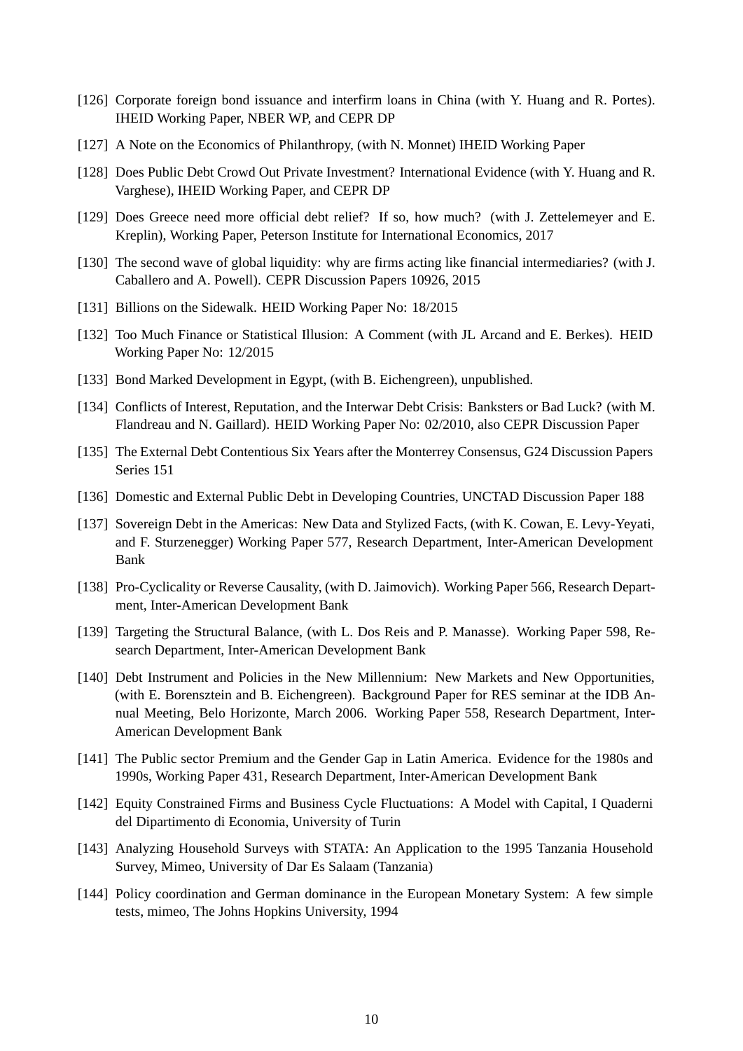[126] Corporate foreign bond issuance and interfirm loans in China (with Y. Huang and R. Portes). IHEID Working Paper, NBER WP, and CEPR DP

[127] A Note on the Economics of Philanthropy, (with N. Monnet) IHEID Working Paper

[128] Does Public Debt Crowd Out Private Investment? International Evidence (with Y. Huang and R. Varghese), IHEID Working Paper, and CEPR DP

[129] Does Greece need more official debt relief? If so, how much? (with J. Zettelemeyer and E. Kreplin), Working Paper, Peterson Institute for International Economics, 2017

[130] The second wave of global liquidity: why are firms acting like financial intermediaries? (with J. Caballero and A. Powell). CEPR Discussion Papers 10926, 2015

[131] Billions on the Sidewalk. HEID Working Paper No: 18/2015

[132] Too Much Finance or Statistical Illusion: A Comment (with JL Arcand and E. Berkes). HEID Working Paper No: 12/2015

[133] Bond Marked Development in Egypt, (with B. Eichengreen), unpublished.

[134] Conflicts of Interest, Reputation, and the Interwar Debt Crisis: Banksters or Bad Luck? (with M. Flandreau and N. Gaillard). HEID Working Paper No: 02/2010, also CEPR Discussion Paper

[135] The External Debt Contentious Six Years after the Monterrey Consensus, G24 Discussion Papers Series 151

[136] Domestic and External Public Debt in Developing Countries, UNCTAD Discussion Paper 188

[137] Sovereign Debt in the Americas: New Data and Stylized Facts, (with K. Cowan, E. Levy-Yeyati, and F. Sturzenegger) Working Paper 577, Research Department, Inter-American Development Bank

[138] Pro-Cyclicality or Reverse Causality, (with D. Jaimovich). Working Paper 566, Research Department, Inter-American Development Bank

[139] Targeting the Structural Balance, (with L. Dos Reis and P. Manasse). Working Paper 598, Research Department, Inter-American Development Bank

[140] Debt Instrument and Policies in the New Millennium: New Markets and New Opportunities, (with E. Borensztein and B. Eichengreen). Background Paper for RES seminar at the IDB Annual Meeting, Belo Horizonte, March 2006. Working Paper 558, Research Department, Inter-American Development Bank

[141] The Public sector Premium and the Gender Gap in Latin America. Evidence for the 1980s and 1990s, Working Paper 431, Research Department, Inter-American Development Bank

[142] Equity Constrained Firms and Business Cycle Fluctuations: A Model with Capital, I Quaderni del Dipartimento di Economia, University of Turin

[143] Analyzing Household Surveys with STATA: An Application to the 1995 Tanzania Household Survey, Mimeo, University of Dar Es Salaam (Tanzania)

[144] Policy coordination and German dominance in the European Monetary System: A few simple tests, mimeo, The Johns Hopkins University, 1994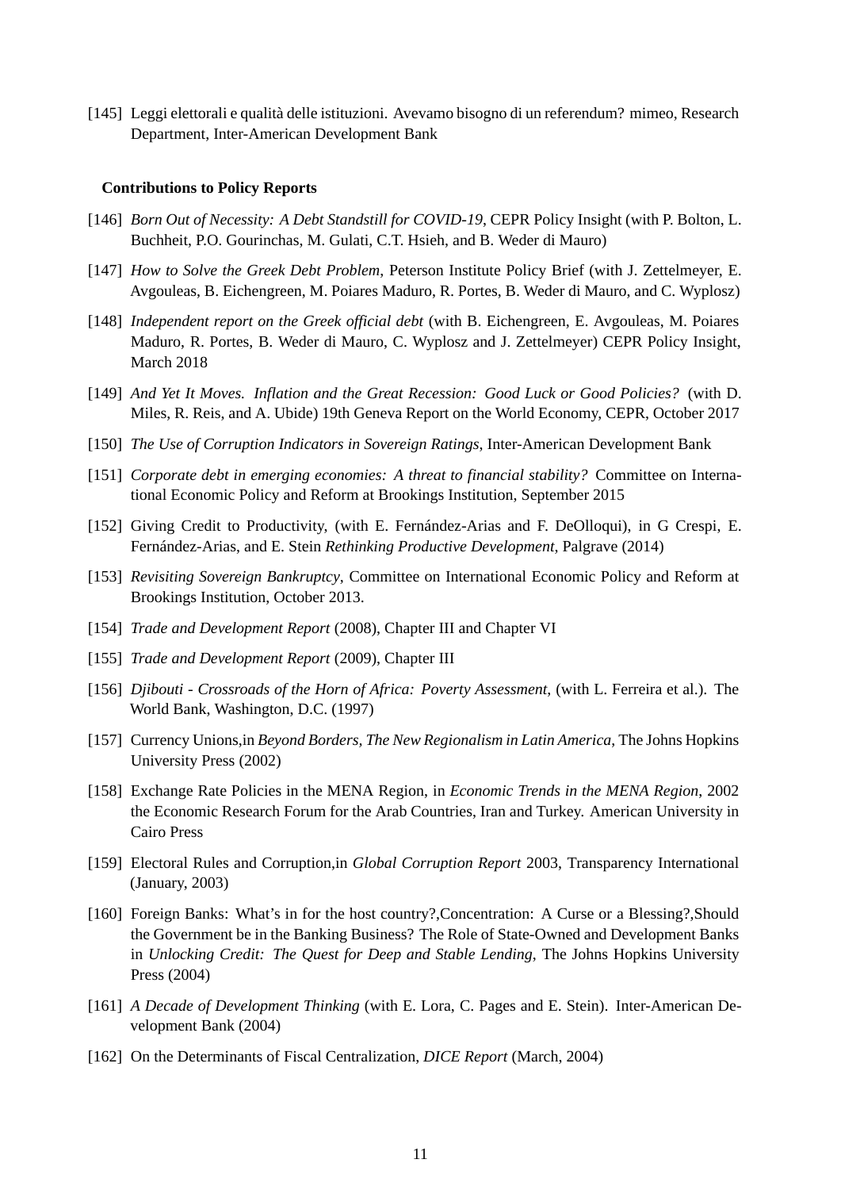[145] Leggi elettorali e qualità delle istituzioni. Avevamo bisogno di un referendum? mimeo, Research Department, Inter-American Development Bank

**Contributions to Policy Reports**

[146] *Born Out of Necessity: A Debt Standstill for COVID-19*, CEPR Policy Insight (with P. Bolton, L. Buchheit, P.O. Gourinchas, M. Gulati, C.T. Hsieh, and B. Weder di Mauro)

[147] *How to Solve the Greek Debt Problem*, Peterson Institute Policy Brief (with J. Zettelmeyer, E. Avgouleas, B. Eichengreen, M. Poiares Maduro, R. Portes, B. Weder di Mauro, and C. Wyplosz)

[148] *Independent report on the Greek official debt* (with B. Eichengreen, E. Avgouleas, M. Poiares Maduro, R. Portes, B. Weder di Mauro, C. Wyplosz and J. Zettelmeyer) CEPR Policy Insight, March 2018

[149] *And Yet It Moves. Inflation and the Great Recession: Good Luck or Good Policies?* (with D. Miles, R. Reis, and A. Ubide) 19th Geneva Report on the World Economy, CEPR, October 2017

[150] *The Use of Corruption Indicators in Sovereign Ratings*, Inter-American Development Bank

[151] *Corporate debt in emerging economies: A threat to financial stability?* Committee on International Economic Policy and Reform at Brookings Institution, September 2015

[152] Giving Credit to Productivity, (with E. Fernández-Arias and F. DeOlloqui), in G Crespi, E. Fernández-Arias, and E. Stein *Rethinking Productive Development*, Palgrave (2014)

[153] *Revisiting Sovereign Bankruptcy*, Committee on International Economic Policy and Reform at Brookings Institution, October 2013.

[154] *Trade and Development Report* (2008), Chapter III and Chapter VI

[155] *Trade and Development Report* (2009), Chapter III

[156] *Djibouti - Crossroads of the Horn of Africa: Poverty Assessment*, (with L. Ferreira et al.). The World Bank, Washington, D.C. (1997)

[157] Currency Unions,in *Beyond Borders, The New Regionalism in Latin America*, The Johns Hopkins University Press (2002)

[158] Exchange Rate Policies in the MENA Region, in *Economic Trends in the MENA Region*, 2002 the Economic Research Forum for the Arab Countries, Iran and Turkey. American University in Cairo Press

[159] Electoral Rules and Corruption,in *Global Corruption Report* 2003, Transparency International (January, 2003)

[160] Foreign Banks: What's in for the host country?,Concentration: A Curse or a Blessing?,Should the Government be in the Banking Business? The Role of State-Owned and Development Banks in *Unlocking Credit: The Quest for Deep and Stable Lending*, The Johns Hopkins University Press (2004)

[161] *A Decade of Development Thinking* (with E. Lora, C. Pages and E. Stein). Inter-American Development Bank (2004)

[162] On the Determinants of Fiscal Centralization, *DICE Report* (March, 2004)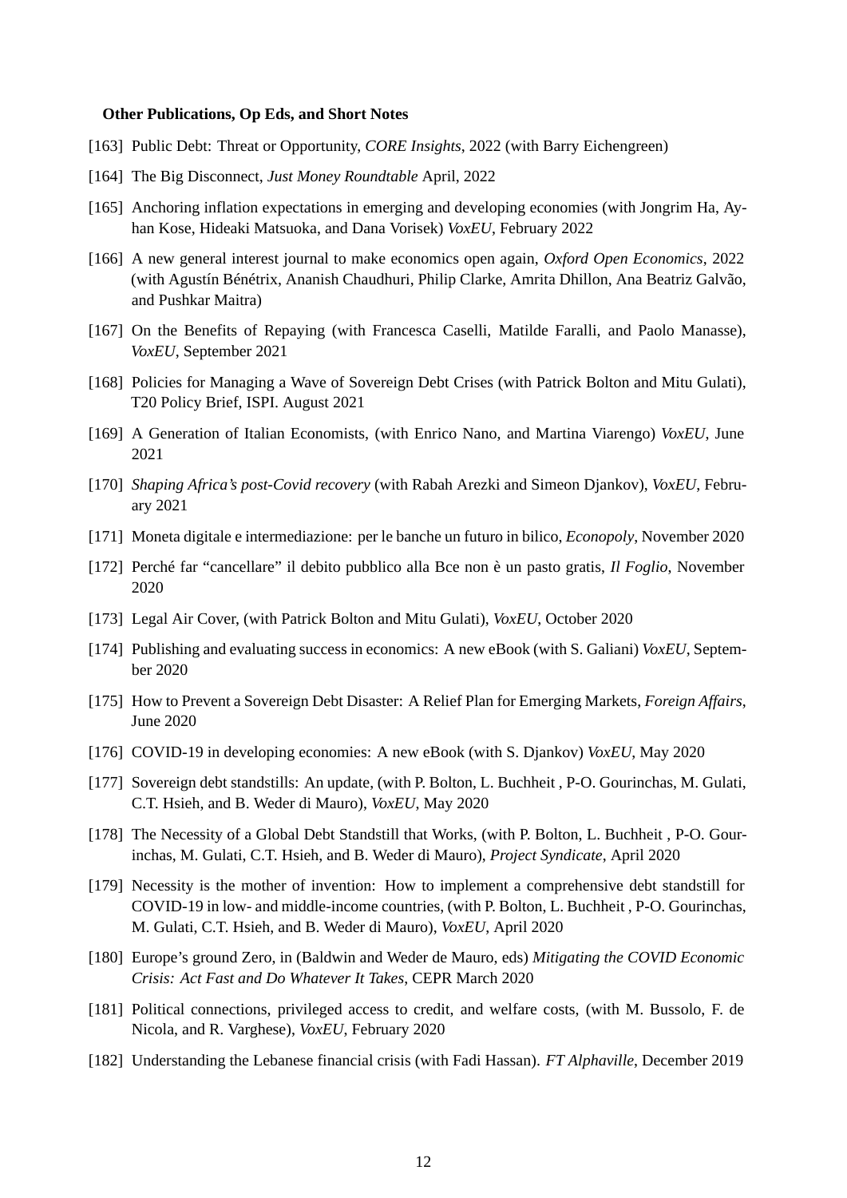**Other Publications, Op Eds, and Short Notes**

[163] Public Debt: Threat or Opportunity, *CORE Insights*, 2022 (with Barry Eichengreen)

[164] The Big Disconnect, *Just Money Roundtable* April, 2022

[165] Anchoring inflation expectations in emerging and developing economies (with Jongrim Ha, Ayhan Kose, Hideaki Matsuoka, and Dana Vorisek) *VoxEU*, February 2022

[166] A new general interest journal to make economics open again, *Oxford Open Economics*, 2022 (with Agustín Bénétrix, Ananish Chaudhuri, Philip Clarke, Amrita Dhillon, Ana Beatriz Galvão, and Pushkar Maitra)

[167] On the Benefits of Repaying (with Francesca Caselli, Matilde Faralli, and Paolo Manasse), *VoxEU*, September 2021

[168] Policies for Managing a Wave of Sovereign Debt Crises (with Patrick Bolton and Mitu Gulati), T20 Policy Brief, ISPI. August 2021

[169] A Generation of Italian Economists, (with Enrico Nano, and Martina Viarengo) *VoxEU*, June 2021

[170] *Shaping Africa's post-Covid recovery* (with Rabah Arezki and Simeon Djankov), *VoxEU*, February 2021

[171] Moneta digitale e intermediazione: per le banche un futuro in bilico, *Econopoly*, November 2020

[172] Perché far "cancellare" il debito pubblico alla Bce non è un pasto gratis, *Il Foglio*, November 2020

[173] Legal Air Cover, (with Patrick Bolton and Mitu Gulati), *VoxEU*, October 2020

[174] Publishing and evaluating success in economics: A new eBook (with S. Galiani) *VoxEU*, September 2020

[175] How to Prevent a Sovereign Debt Disaster: A Relief Plan for Emerging Markets, *Foreign Affairs*, June 2020

[176] COVID-19 in developing economies: A new eBook (with S. Djankov) *VoxEU*, May 2020

[177] Sovereign debt standstills: An update, (with P. Bolton, L. Buchheit , P-O. Gourinchas, M. Gulati, C.T. Hsieh, and B. Weder di Mauro), *VoxEU*, May 2020

[178] The Necessity of a Global Debt Standstill that Works, (with P. Bolton, L. Buchheit , P-O. Gourinchas, M. Gulati, C.T. Hsieh, and B. Weder di Mauro), *Project Syndicate*, April 2020

[179] Necessity is the mother of invention: How to implement a comprehensive debt standstill for COVID-19 in low- and middle-income countries, (with P. Bolton, L. Buchheit , P-O. Gourinchas, M. Gulati, C.T. Hsieh, and B. Weder di Mauro), *VoxEU*, April 2020

[180] Europe's ground Zero, in (Baldwin and Weder de Mauro, eds) *Mitigating the COVID Economic Crisis: Act Fast and Do Whatever It Takes*, CEPR March 2020

[181] Political connections, privileged access to credit, and welfare costs, (with M. Bussolo, F. de Nicola, and R. Varghese), *VoxEU*, February 2020

[182] Understanding the Lebanese financial crisis (with Fadi Hassan). *FT Alphaville*, December 2019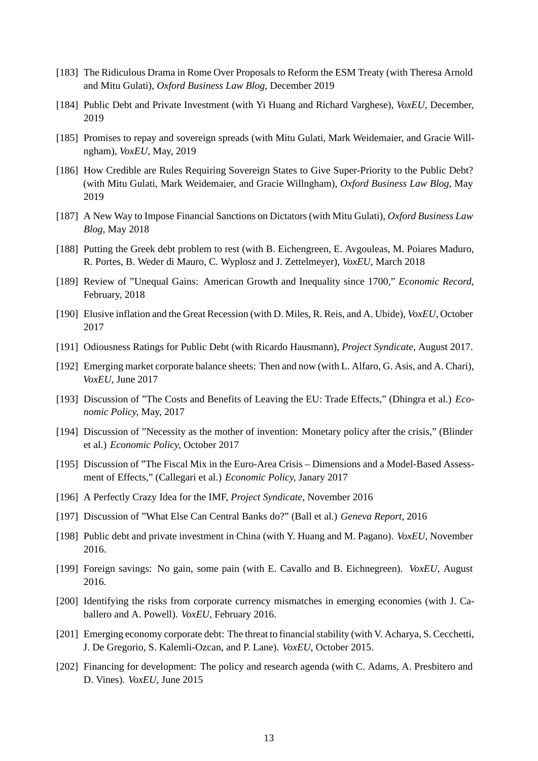[183] The Ridiculous Drama in Rome Over Proposals to Reform the ESM Treaty (with Theresa Arnold and Mitu Gulati), *Oxford Business Law Blog*, December 2019

[184] Public Debt and Private Investment (with Yi Huang and Richard Varghese), *VoxEU*, December, 2019

[185] Promises to repay and sovereign spreads (with Mitu Gulati, Mark Weidemaier, and Gracie Willngham), *VoxEU*, May, 2019

[186] How Credible are Rules Requiring Sovereign States to Give Super-Priority to the Public Debt? (with Mitu Gulati, Mark Weidemaier, and Gracie Willngham), *Oxford Business Law Blog*, May 2019

[187] A New Way to Impose Financial Sanctions on Dictators (with Mitu Gulati), *Oxford Business Law Blog*, May 2018

[188] Putting the Greek debt problem to rest (with B. Eichengreen, E. Avgouleas, M. Poiares Maduro, R. Portes, B. Weder di Mauro, C. Wyplosz and J. Zettelmeyer), *VoxEU*, March 2018

[189] Review of "Unequal Gains: American Growth and Inequality since 1700," *Economic Record*, February, 2018

[190] Elusive inflation and the Great Recession (with D. Miles, R. Reis, and A. Ubide), *VoxEU*, October 2017

[191] Odiousness Ratings for Public Debt (with Ricardo Hausmann), *Project Syndicate*, August 2017.

[192] Emerging market corporate balance sheets: Then and now (with L. Alfaro, G. Asis, and A. Chari), *VoxEU*, June 2017

[193] Discussion of "The Costs and Benefits of Leaving the EU: Trade Effects," (Dhingra et al.) *Economic Policy*, May, 2017

[194] Discussion of "Necessity as the mother of invention: Monetary policy after the crisis," (Blinder et al.) *Economic Policy*, October 2017

[195] Discussion of "The Fiscal Mix in the Euro-Area Crisis – Dimensions and a Model-Based Assessment of Effects," (Callegari et al.) *Economic Policy*, Janary 2017

[196] A Perfectly Crazy Idea for the IMF, *Project Syndicate*, November 2016

[197] Discussion of "What Else Can Central Banks do?" (Ball et al.) *Geneva Report*, 2016

[198] Public debt and private investment in China (with Y. Huang and M. Pagano). *VoxEU*, November 2016.

[199] Foreign savings: No gain, some pain (with E. Cavallo and B. Eichnegreen). *VoxEU*, August 2016.

[200] Identifying the risks from corporate currency mismatches in emerging economies (with J. Caballero and A. Powell). *VoxEU*, February 2016.

[201] Emerging economy corporate debt: The threat to financial stability (with V. Acharya, S. Cecchetti, J. De Gregorio, S. Kalemli-Ozcan, and P. Lane). *VoxEU*, October 2015.

[202] Financing for development: The policy and research agenda (with C. Adams, A. Presbitero and D. Vines). *VoxEU*, June 2015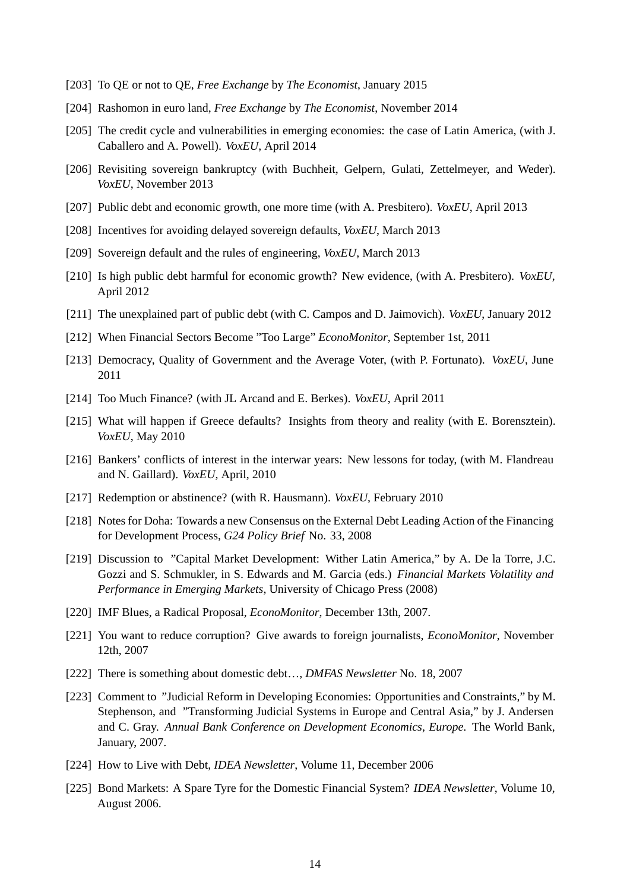[203] To QE or not to QE, *Free Exchange* by *The Economist*, January 2015

[204] Rashomon in euro land, *Free Exchange* by *The Economist*, November 2014

[205] The credit cycle and vulnerabilities in emerging economies: the case of Latin America, (with J. Caballero and A. Powell). *VoxEU*, April 2014

[206] Revisiting sovereign bankruptcy (with Buchheit, Gelpern, Gulati, Zettelmeyer, and Weder). *VoxEU*, November 2013

[207] Public debt and economic growth, one more time (with A. Presbitero). *VoxEU*, April 2013

[208] Incentives for avoiding delayed sovereign defaults, *VoxEU*, March 2013

[209] Sovereign default and the rules of engineering, *VoxEU*, March 2013

[210] Is high public debt harmful for economic growth? New evidence, (with A. Presbitero). *VoxEU*, April 2012

[211] The unexplained part of public debt (with C. Campos and D. Jaimovich). *VoxEU*, January 2012

[212] When Financial Sectors Become "Too Large" *EconoMonitor*, September 1st, 2011

[213] Democracy, Quality of Government and the Average Voter, (with P. Fortunato). *VoxEU*, June 2011

[214] Too Much Finance? (with JL Arcand and E. Berkes). *VoxEU*, April 2011

[215] What will happen if Greece defaults? Insights from theory and reality (with E. Borensztein). *VoxEU*, May 2010

[216] Bankers' conflicts of interest in the interwar years: New lessons for today, (with M. Flandreau and N. Gaillard). *VoxEU*, April, 2010

[217] Redemption or abstinence? (with R. Hausmann). *VoxEU*, February 2010

[218] Notes for Doha: Towards a new Consensus on the External Debt Leading Action of the Financing for Development Process, *G24 Policy Brief* No. 33, 2008

[219] Discussion to "Capital Market Development: Wither Latin America," by A. De la Torre, J.C. Gozzi and S. Schmukler, in S. Edwards and M. Garcia (eds.) *Financial Markets Volatility and Performance in Emerging Markets*, University of Chicago Press (2008)

[220] IMF Blues, a Radical Proposal, *EconoMonitor*, December 13th, 2007.

[221] You want to reduce corruption? Give awards to foreign journalists, *EconoMonitor*, November 12th, 2007

[222] There is something about domestic debt…, *DMFAS Newsletter* No. 18, 2007

[223] Comment to "Judicial Reform in Developing Economies: Opportunities and Constraints," by M. Stephenson, and "Transforming Judicial Systems in Europe and Central Asia," by J. Andersen and C. Gray. *Annual Bank Conference on Development Economics, Europe*. The World Bank, January, 2007.

[224] How to Live with Debt, *IDEA Newsletter*, Volume 11, December 2006

[225] Bond Markets: A Spare Tyre for the Domestic Financial System? *IDEA Newsletter*, Volume 10, August 2006.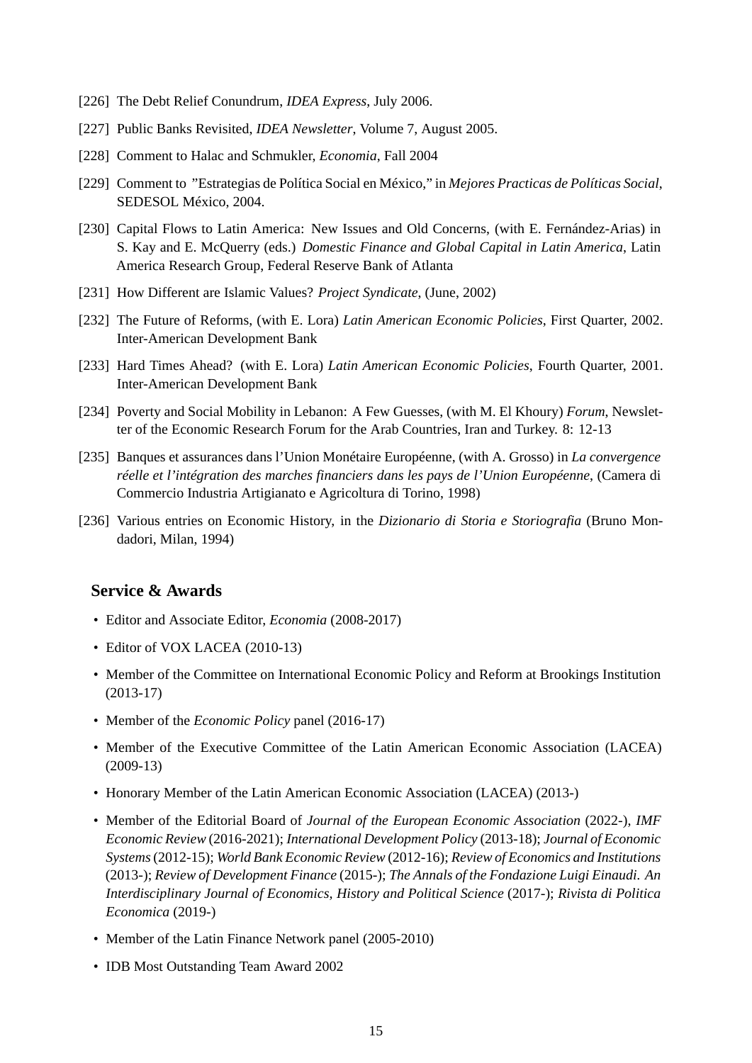[226] The Debt Relief Conundrum, *IDEA Express*, July 2006.

[227] Public Banks Revisited, *IDEA Newsletter*, Volume 7, August 2005.

[228] Comment to Halac and Schmukler, *Economia*, Fall 2004

[229] Comment to "Estrategias de Política Social en México," in *Mejores Practicas de Políticas Social*, SEDESOL México, 2004.

[230] Capital Flows to Latin America: New Issues and Old Concerns, (with E. Fernández-Arias) in S. Kay and E. McQuerry (eds.) *Domestic Finance and Global Capital in Latin America*, Latin America Research Group, Federal Reserve Bank of Atlanta

[231] How Different are Islamic Values? *Project Syndicate*, (June, 2002)

[232] The Future of Reforms, (with E. Lora) *Latin American Economic Policies*, First Quarter, 2002. Inter-American Development Bank

[233] Hard Times Ahead? (with E. Lora) *Latin American Economic Policies*, Fourth Quarter, 2001. Inter-American Development Bank

[234] Poverty and Social Mobility in Lebanon: A Few Guesses, (with M. El Khoury) *Forum*, Newsletter of the Economic Research Forum for the Arab Countries, Iran and Turkey. 8: 12-13

[235] Banques et assurances dans l'Union Monétaire Européenne, (with A. Grosso) in *La convergence réelle et l'intégration des marches financiers dans les pays de l'Union Européenne*, (Camera di Commercio Industria Artigianato e Agricoltura di Torino, 1998)

[236] Various entries on Economic History, in the *Dizionario di Storia e Storiografia* (Bruno Mondadori, Milan, 1994)

## Service & Awards

- Editor and Associate Editor, *Economia* (2008-2017)
- Editor of VOX LACEA (2010-13)
- Member of the Committee on International Economic Policy and Reform at Brookings Institution (2013-17)
- Member of the *Economic Policy* panel (2016-17)
- Member of the Executive Committee of the Latin American Economic Association (LACEA) (2009-13)
- Honorary Member of the Latin American Economic Association (LACEA) (2013-)
- Member of the Editorial Board of *Journal of the European Economic Association* (2022-), *IMF Economic Review* (2016-2021); *International Development Policy* (2013-18); *Journal of Economic Systems* (2012-15); *World Bank Economic Review* (2012-16); *Review of Economics and Institutions* (2013-); *Review of Development Finance* (2015-); *The Annals of the Fondazione Luigi Einaudi. An Interdisciplinary Journal of Economics, History and Political Science* (2017-); *Rivista di Politica Economica* (2019-)
- Member of the Latin Finance Network panel (2005-2010)
- IDB Most Outstanding Team Award 2002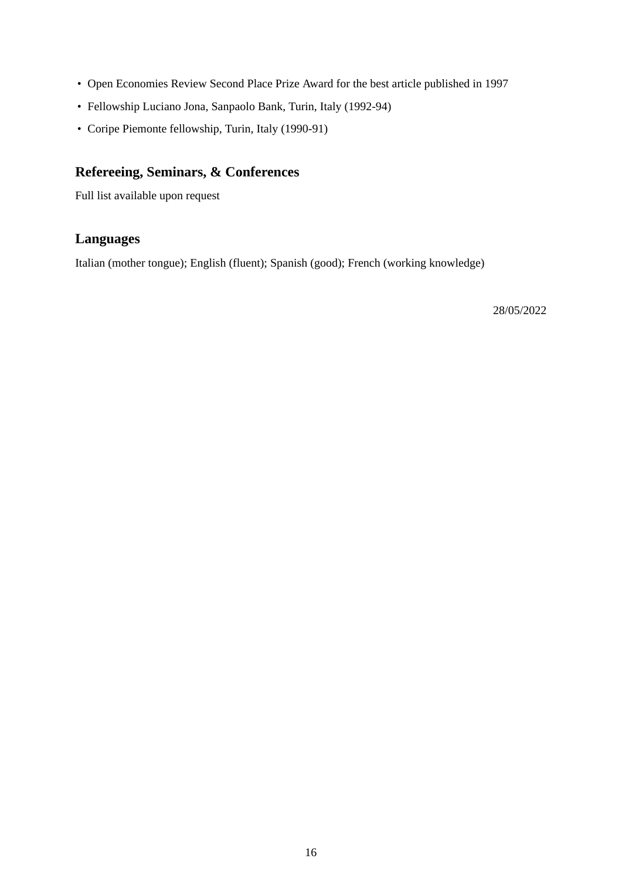- Open Economies Review Second Place Prize Award for the best article published in 1997
- Fellowship Luciano Jona, Sanpaolo Bank, Turin, Italy (1992-94)
- Coripe Piemonte fellowship, Turin, Italy (1990-91)

## Refereeing, Seminars, & Conferences

Full list available upon request

## Languages

Italian (mother tongue); English (fluent); Spanish (good); French (working knowledge)

28/05/2022